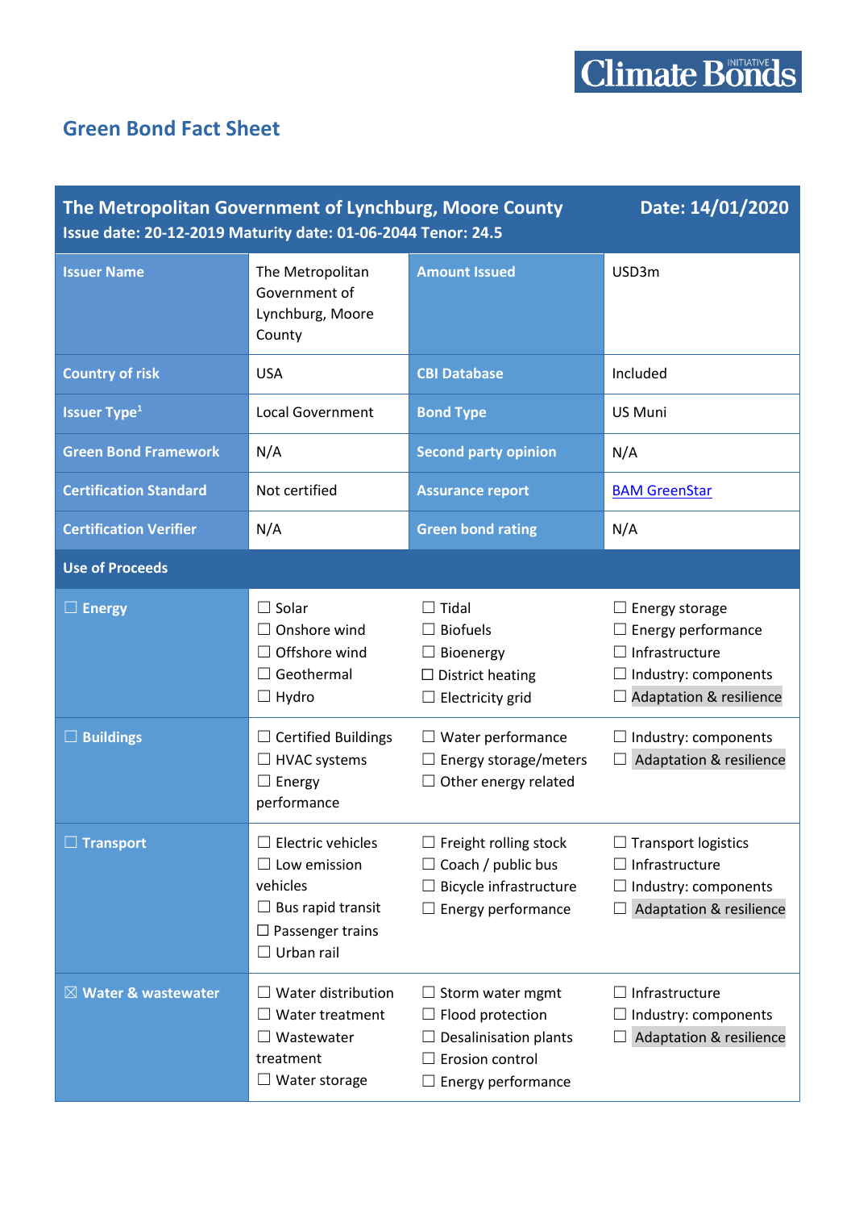# Green Bond Fact Sheet

| The Metropolitan Government of Lynchburg, Moore County<br>Issue date: 20-12-2019 Maturity date: 01-06-2044 Tenor: 24.5 | | | Date: 14/01/2020 |
|---|---|---|---|
| **Issuer Name** | The Metropolitan Government of Lynchburg, Moore County | **Amount Issued** | USD3m |
| **Country of risk** | USA | **CBI Database** | Included |
| **Issuer Type**[1] | Local Government | **Bond Type** | US Muni |
| **Green Bond Framework** | N/A | **Second party opinion** | N/A |
| **Certification Standard** | Not certified | **Assurance report** | [BAM GreenStar]() |
| **Certification Verifier** | N/A | **Green bond rating** | N/A |
| **Use of Proceeds** | | | |
| ☐ **Energy** | ☐ Solar<br>☐ Onshore wind<br>☐ Offshore wind<br>☐ Geothermal<br>☐ Hydro | ☐ Tidal<br>☐ Biofuels<br>☐ Bioenergy<br>☐ District heating<br>☐ Electricity grid | ☐ Energy storage<br>☐ Energy performance<br>☐ Infrastructure<br>☐ Industry: components<br>☐ Adaptation & resilience |
| ☐ **Buildings** | ☐ Certified Buildings<br>☐ HVAC systems<br>☐ Energy performance | ☐ Water performance<br>☐ Energy storage/meters<br>☐ Other energy related | ☐ Industry: components<br>☐ Adaptation & resilience |
| ☐ **Transport** | ☐ Electric vehicles<br>☐ Low emission vehicles<br>☐ Bus rapid transit<br>☐ Passenger trains<br>☐ Urban rail | ☐ Freight rolling stock<br>☐ Coach / public bus<br>☐ Bicycle infrastructure<br>☐ Energy performance | ☐ Transport logistics<br>☐ Infrastructure<br>☐ Industry: components<br>☐ Adaptation & resilience |
| ☒ **Water & wastewater** | ☐ Water distribution<br>☐ Water treatment<br>☐ Wastewater treatment<br>☐ Water storage | ☐ Storm water mgmt<br>☐ Flood protection<br>☐ Desalinisation plants<br>☐ Erosion control<br>☐ Energy performance | ☐ Infrastructure<br>☐ Industry: components<br>☐ Adaptation & resilience |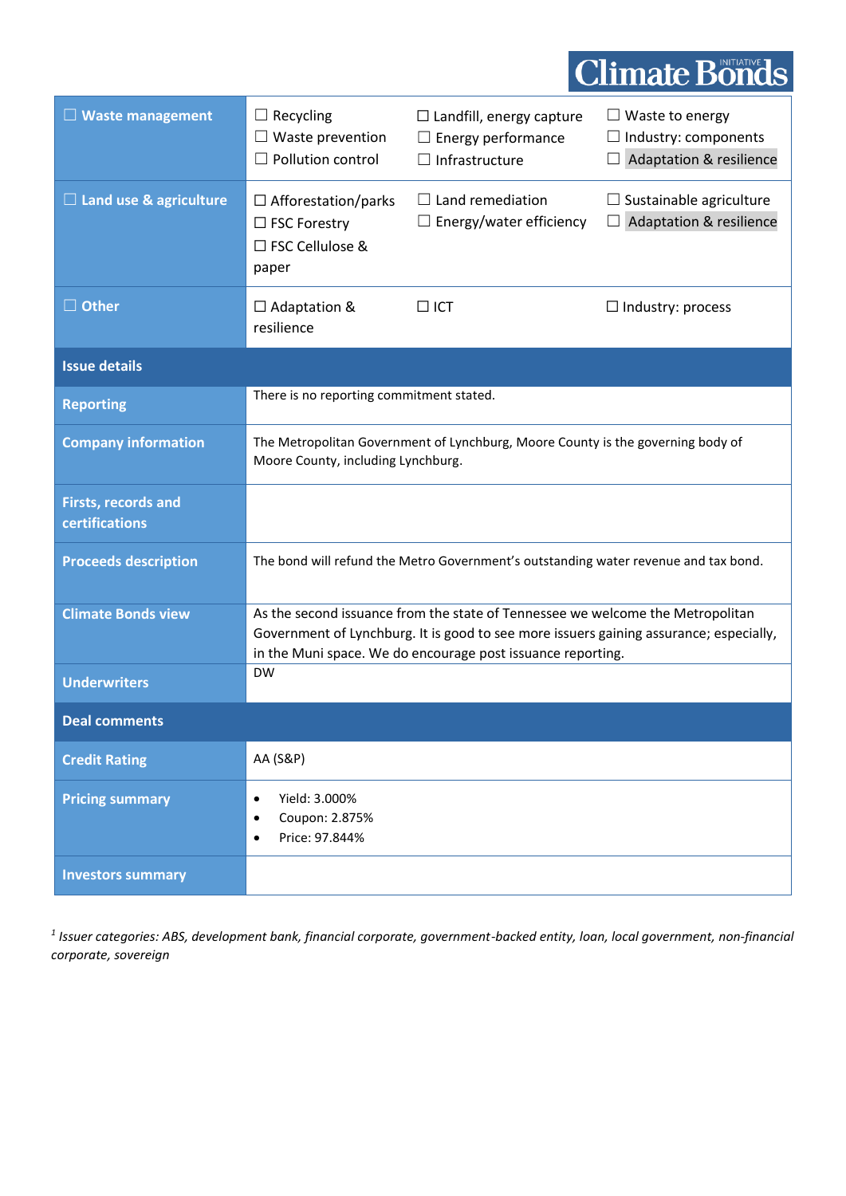| | | | |
|---|---|---|---|
| ☐ **Waste management** | ☐ Recycling<br>☐ Waste prevention<br>☐ Pollution control | ☐ Landfill, energy capture<br>☐ Energy performance<br>☐ Infrastructure | ☐ Waste to energy<br>☐ Industry: components<br>☐ Adaptation & resilience |
| ☐ **Land use & agriculture** | ☐ Afforestation/parks<br>☐ FSC Forestry<br>☐ FSC Cellulose & paper | ☐ Land remediation<br>☐ Energy/water efficiency | ☐ Sustainable agriculture<br>☐ Adaptation & resilience |
| ☐ **Other** | ☐ Adaptation & resilience | ☐ ICT | ☐ Industry: process |

| | |
|---|---|
| **Issue details** | |
| **Reporting** | There is no reporting commitment stated. |
| **Company information** | The Metropolitan Government of Lynchburg, Moore County is the governing body of Moore County, including Lynchburg. |
| **Firsts, records and certifications** | |
| **Proceeds description** | The bond will refund the Metro Government's outstanding water revenue and tax bond. |
| **Climate Bonds view** | As the second issuance from the state of Tennessee we welcome the Metropolitan Government of Lynchburg. It is good to see more issuers gaining assurance; especially, in the Muni space. We do encourage post issuance reporting. |
| **Underwriters** | DW |
| **Deal comments** | |
| **Credit Rating** | AA (S&P) |
| **Pricing summary** | • Yield: 3.000%<br>• Coupon: 2.875%<br>• Price: 97.844% |
| **Investors summary** | |

[1] *Issuer categories: ABS, development bank, financial corporate, government-backed entity, loan, local government, non-financial corporate, sovereign*